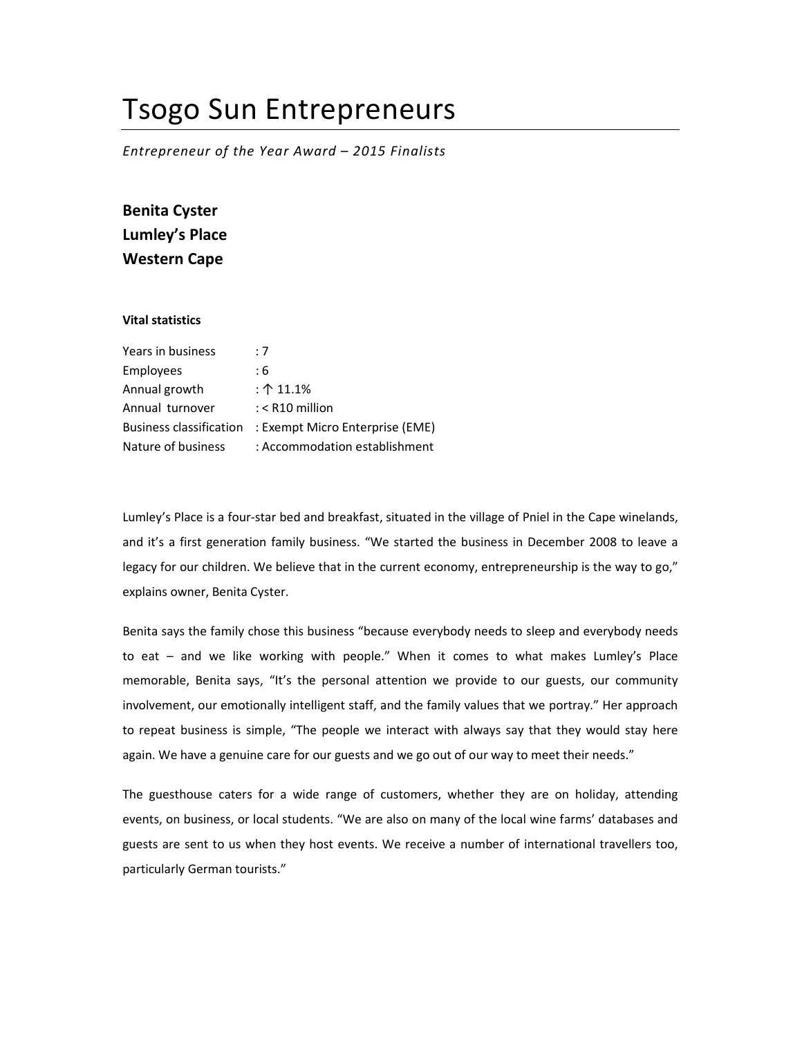# Tsogo Sun Entrepreneurs

*Entrepreneur of the Year Award – 2015 Finalists*

**Benita Cyster**
**Lumley's Place**
**Western Cape**

#### Vital statistics

| | |
|---|---|
| Years in business | : 7 |
| Employees | : 6 |
| Annual growth | : ↑ 11.1% |
| Annual turnover | : < R10 million |
| Business classification | : Exempt Micro Enterprise (EME) |
| Nature of business | : Accommodation establishment |

Lumley's Place is a four-star bed and breakfast, situated in the village of Pniel in the Cape winelands, and it's a first generation family business. "We started the business in December 2008 to leave a legacy for our children. We believe that in the current economy, entrepreneurship is the way to go," explains owner, Benita Cyster.

Benita says the family chose this business "because everybody needs to sleep and everybody needs to eat – and we like working with people." When it comes to what makes Lumley's Place memorable, Benita says, "It's the personal attention we provide to our guests, our community involvement, our emotionally intelligent staff, and the family values that we portray." Her approach to repeat business is simple, "The people we interact with always say that they would stay here again. We have a genuine care for our guests and we go out of our way to meet their needs."

The guesthouse caters for a wide range of customers, whether they are on holiday, attending events, on business, or local students. "We are also on many of the local wine farms' databases and guests are sent to us when they host events. We receive a number of international travellers too, particularly German tourists."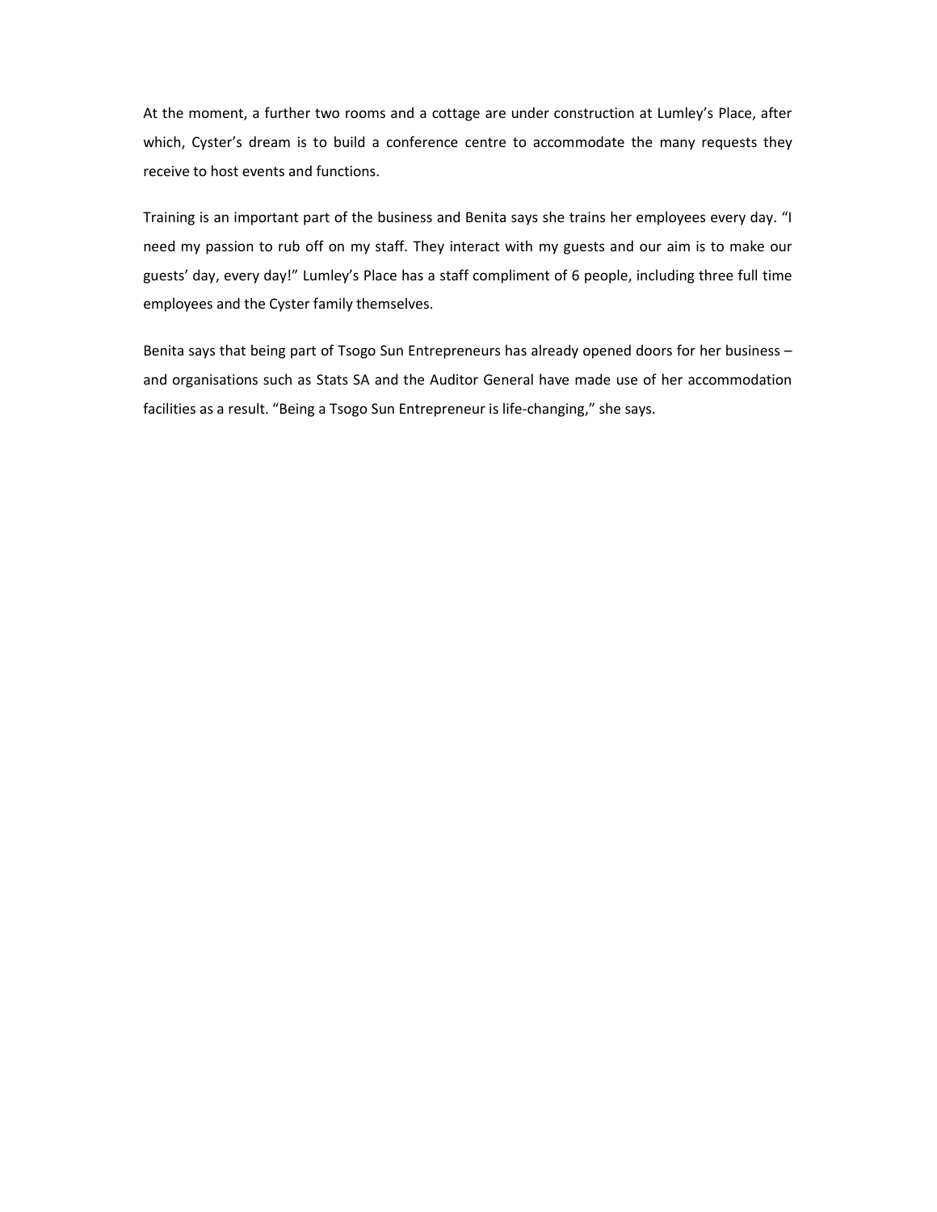At the moment, a further two rooms and a cottage are under construction at Lumley's Place, after which, Cyster's dream is to build a conference centre to accommodate the many requests they receive to host events and functions.

Training is an important part of the business and Benita says she trains her employees every day. "I need my passion to rub off on my staff. They interact with my guests and our aim is to make our guests' day, every day!" Lumley's Place has a staff compliment of 6 people, including three full time employees and the Cyster family themselves.

Benita says that being part of Tsogo Sun Entrepreneurs has already opened doors for her business – and organisations such as Stats SA and the Auditor General have made use of her accommodation facilities as a result. "Being a Tsogo Sun Entrepreneur is life-changing," she says.